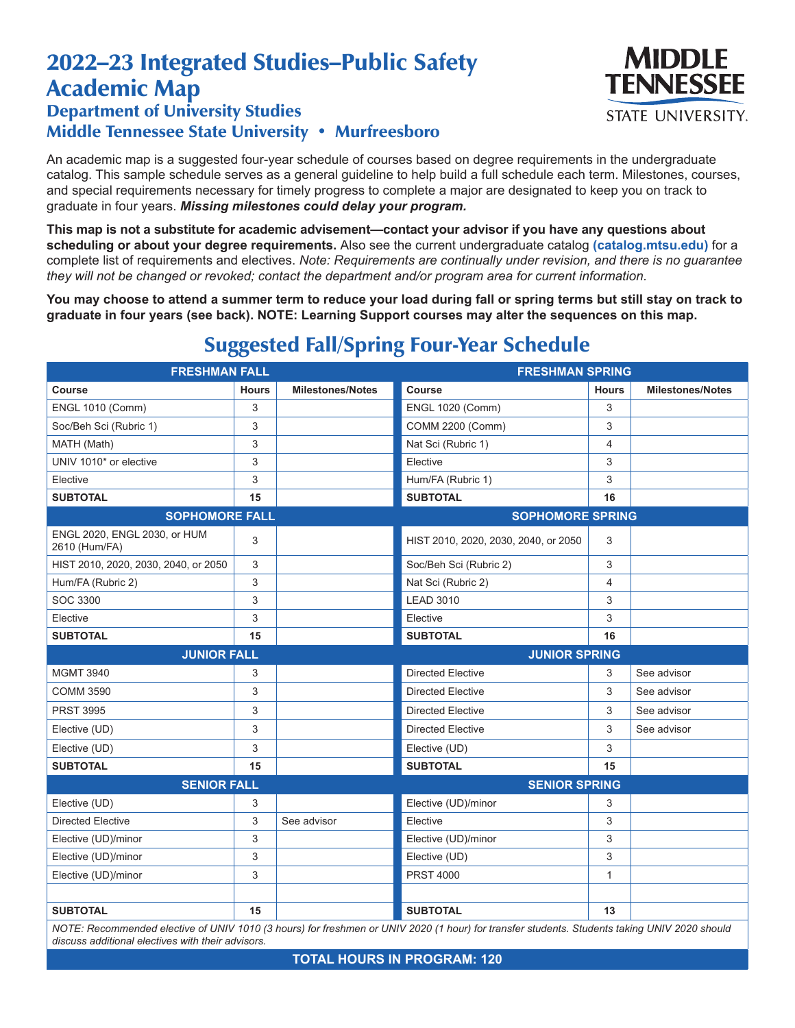# 2022–23 Integrated Studies–Public Safety Academic Map

## Department of University Studies

## Middle Tennessee State University • Murfreesboro

MIDDLE TENNESSEE STATE UNIVERSITY.

An academic map is a suggested four-year schedule of courses based on degree requirements in the undergraduate catalog. This sample schedule serves as a general guideline to help build a full schedule each term. Milestones, courses, and special requirements necessary for timely progress to complete a major are designated to keep you on track to graduate in four years. ***Missing milestones could delay your program.***

**This map is not a substitute for academic advisement—contact your advisor if you have any questions about scheduling or about your degree requirements.** Also see the current undergraduate catalog **(catalog.mtsu.edu)** for a complete list of requirements and electives. *Note: Requirements are continually under revision, and there is no guarantee they will not be changed or revoked; contact the department and/or program area for current information.*

**You may choose to attend a summer term to reduce your load during fall or spring terms but still stay on track to graduate in four years (see back). NOTE: Learning Support courses may alter the sequences on this map.**

## Suggested Fall/Spring Four-Year Schedule

| FRESHMAN FALL | | | FRESHMAN SPRING | | |
|---|---|---|---|---|---|
| **Course** | **Hours** | **Milestones/Notes** | **Course** | **Hours** | **Milestones/Notes** |
| ENGL 1010 (Comm) | 3 | | ENGL 1020 (Comm) | 3 | |
| Soc/Beh Sci (Rubric 1) | 3 | | COMM 2200 (Comm) | 3 | |
| MATH (Math) | 3 | | Nat Sci (Rubric 1) | 4 | |
| UNIV 1010* or elective | 3 | | Elective | 3 | |
| Elective | 3 | | Hum/FA (Rubric 1) | 3 | |
| **SUBTOTAL** | **15** | | **SUBTOTAL** | **16** | |
| **SOPHOMORE FALL** | | | **SOPHOMORE SPRING** | | |
| ENGL 2020, ENGL 2030, or HUM 2610 (Hum/FA) | 3 | | HIST 2010, 2020, 2030, 2040, or 2050 | 3 | |
| HIST 2010, 2020, 2030, 2040, or 2050 | 3 | | Soc/Beh Sci (Rubric 2) | 3 | |
| Hum/FA (Rubric 2) | 3 | | Nat Sci (Rubric 2) | 4 | |
| SOC 3300 | 3 | | LEAD 3010 | 3 | |
| Elective | 3 | | Elective | 3 | |
| **SUBTOTAL** | **15** | | **SUBTOTAL** | **16** | |
| **JUNIOR FALL** | | | **JUNIOR SPRING** | | |
| MGMT 3940 | 3 | | Directed Elective | 3 | See advisor |
| COMM 3590 | 3 | | Directed Elective | 3 | See advisor |
| PRST 3995 | 3 | | Directed Elective | 3 | See advisor |
| Elective (UD) | 3 | | Directed Elective | 3 | See advisor |
| Elective (UD) | 3 | | Elective (UD) | 3 | |
| **SUBTOTAL** | **15** | | **SUBTOTAL** | **15** | |
| **SENIOR FALL** | | | **SENIOR SPRING** | | |
| Elective (UD) | 3 | | Elective (UD)/minor | 3 | |
| Directed Elective | 3 | See advisor | Elective | 3 | |
| Elective (UD)/minor | 3 | | Elective (UD)/minor | 3 | |
| Elective (UD)/minor | 3 | | Elective (UD) | 3 | |
| Elective (UD)/minor | 3 | | PRST 4000 | 1 | |
| | | | | | |
| **SUBTOTAL** | **15** | | **SUBTOTAL** | **13** | |

*NOTE: Recommended elective of UNIV 1010 (3 hours) for freshmen or UNIV 2020 (1 hour) for transfer students. Students taking UNIV 2020 should discuss additional electives with their advisors.*

**TOTAL HOURS IN PROGRAM: 120**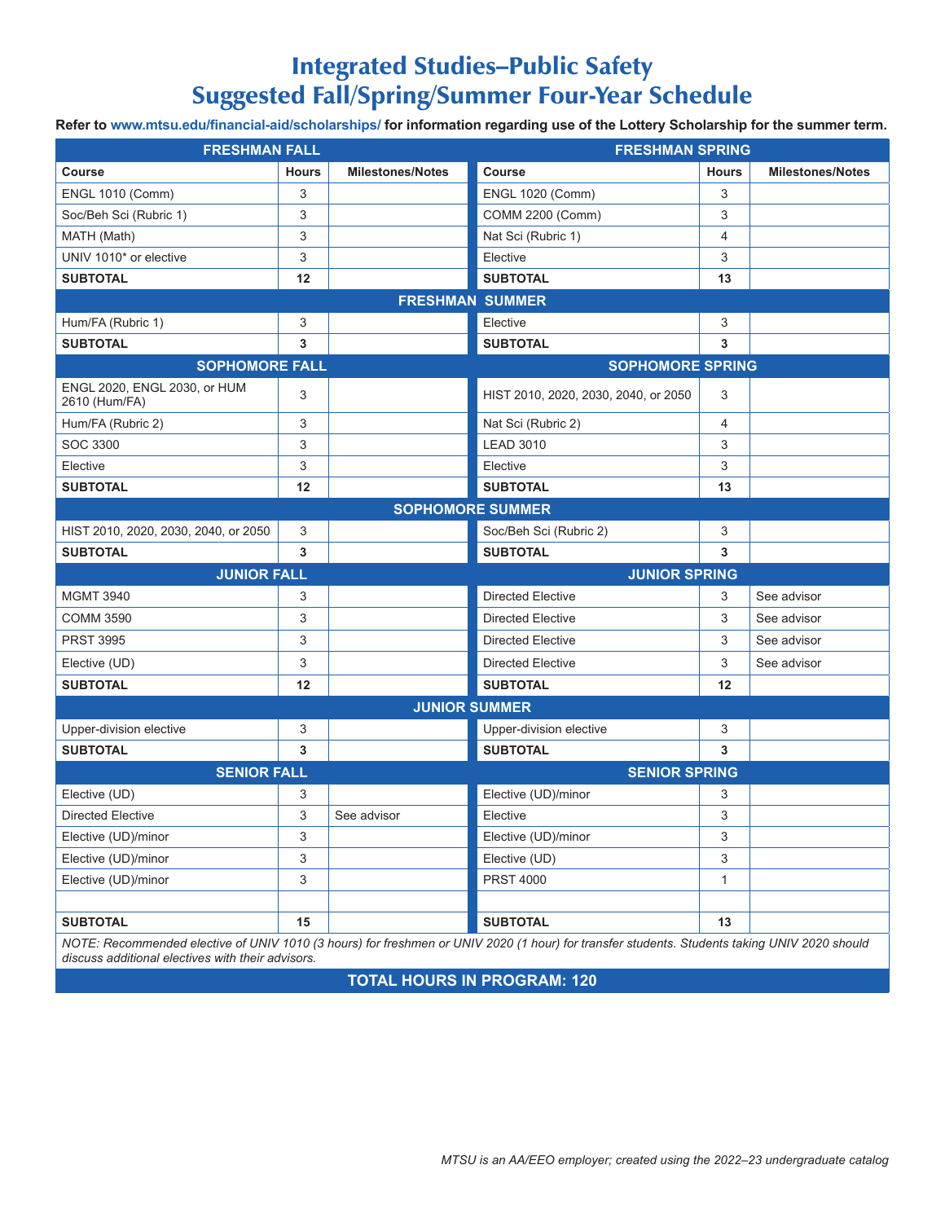# Integrated Studies–Public Safety
# Suggested Fall/Spring/Summer Four-Year Schedule

**Refer to www.mtsu.edu/financial-aid/scholarships/ for information regarding use of the Lottery Scholarship for the summer term.**

| FRESHMAN FALL | | | FRESHMAN SPRING | | |
|---|---|---|---|---|---|
| **Course** | **Hours** | **Milestones/Notes** | **Course** | **Hours** | **Milestones/Notes** |
| ENGL 1010 (Comm) | 3 | | ENGL 1020 (Comm) | 3 | |
| Soc/Beh Sci (Rubric 1) | 3 | | COMM 2200 (Comm) | 3 | |
| MATH (Math) | 3 | | Nat Sci (Rubric 1) | 4 | |
| UNIV 1010* or elective | 3 | | Elective | 3 | |
| **SUBTOTAL** | **12** | | **SUBTOTAL** | **13** | |
| **FRESHMAN SUMMER** | | | | | |
| Hum/FA (Rubric 1) | 3 | | Elective | 3 | |
| **SUBTOTAL** | **3** | | **SUBTOTAL** | **3** | |
| **SOPHOMORE FALL** | | | **SOPHOMORE SPRING** | | |
| ENGL 2020, ENGL 2030, or HUM 2610 (Hum/FA) | 3 | | HIST 2010, 2020, 2030, 2040, or 2050 | 3 | |
| Hum/FA (Rubric 2) | 3 | | Nat Sci (Rubric 2) | 4 | |
| SOC 3300 | 3 | | LEAD 3010 | 3 | |
| Elective | 3 | | Elective | 3 | |
| **SUBTOTAL** | **12** | | **SUBTOTAL** | **13** | |
| **SOPHOMORE SUMMER** | | | | | |
| HIST 2010, 2020, 2030, 2040, or 2050 | 3 | | Soc/Beh Sci (Rubric 2) | 3 | |
| **SUBTOTAL** | **3** | | **SUBTOTAL** | **3** | |
| **JUNIOR FALL** | | | **JUNIOR SPRING** | | |
| MGMT 3940 | 3 | | Directed Elective | 3 | See advisor |
| COMM 3590 | 3 | | Directed Elective | 3 | See advisor |
| PRST 3995 | 3 | | Directed Elective | 3 | See advisor |
| Elective (UD) | 3 | | Directed Elective | 3 | See advisor |
| **SUBTOTAL** | **12** | | **SUBTOTAL** | **12** | |
| **JUNIOR SUMMER** | | | | | |
| Upper-division elective | 3 | | Upper-division elective | 3 | |
| **SUBTOTAL** | **3** | | **SUBTOTAL** | **3** | |
| **SENIOR FALL** | | | **SENIOR SPRING** | | |
| Elective (UD) | 3 | | Elective (UD)/minor | 3 | |
| Directed Elective | 3 | See advisor | Elective | 3 | |
| Elective (UD)/minor | 3 | | Elective (UD)/minor | 3 | |
| Elective (UD)/minor | 3 | | Elective (UD) | 3 | |
| Elective (UD)/minor | 3 | | PRST 4000 | 1 | |
| | | | | | |
| **SUBTOTAL** | **15** | | **SUBTOTAL** | **13** | |

*NOTE: Recommended elective of UNIV 1010 (3 hours) for freshmen or UNIV 2020 (1 hour) for transfer students. Students taking UNIV 2020 should discuss additional electives with their advisors.*

**TOTAL HOURS IN PROGRAM: 120**

*MTSU is an AA/EEO employer; created using the 2022–23 undergraduate catalog*